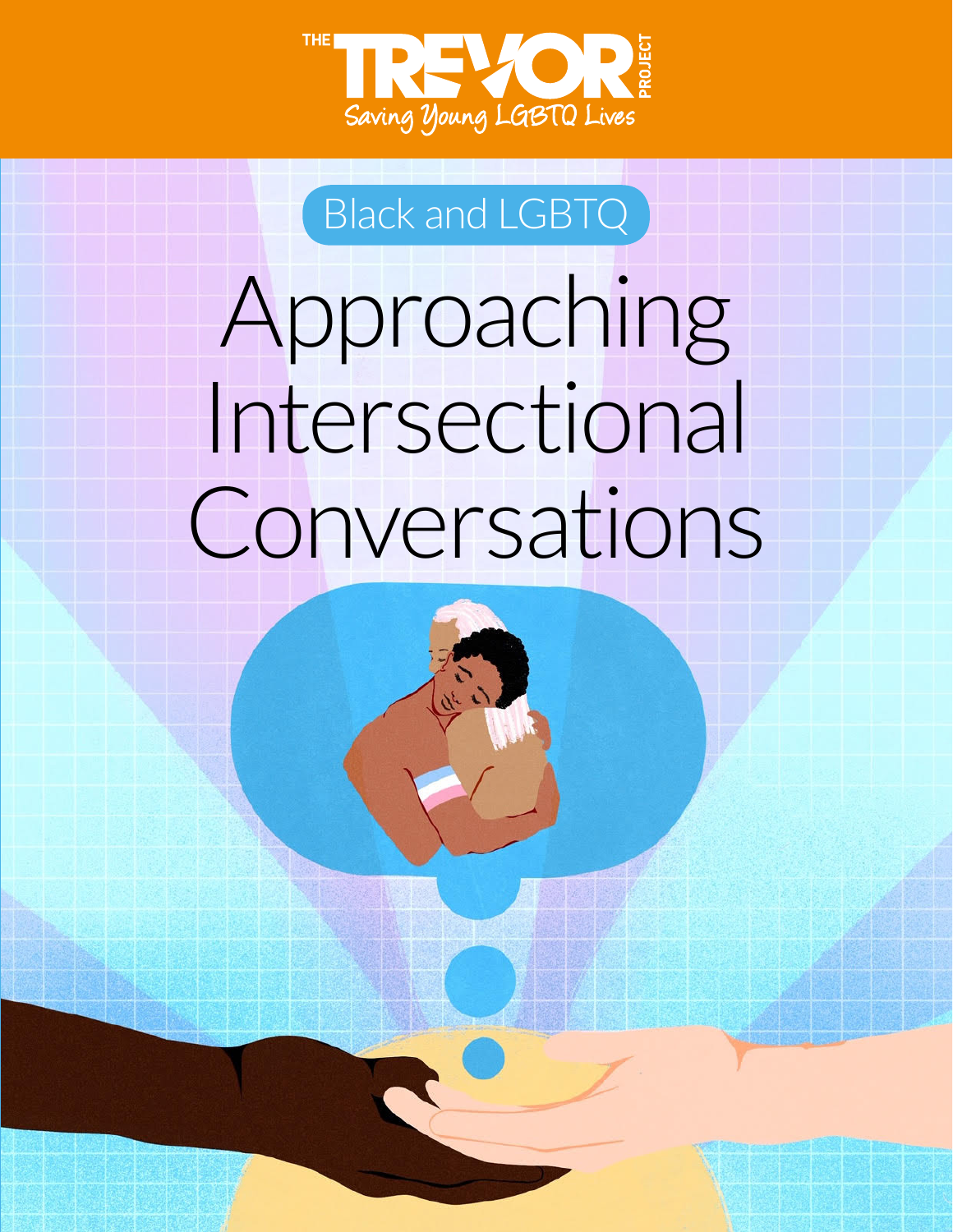THE TREVOR PROJECT

Saving Young LGBTQ Lives

Black and LGBTQ

# Approaching Intersectional Conversations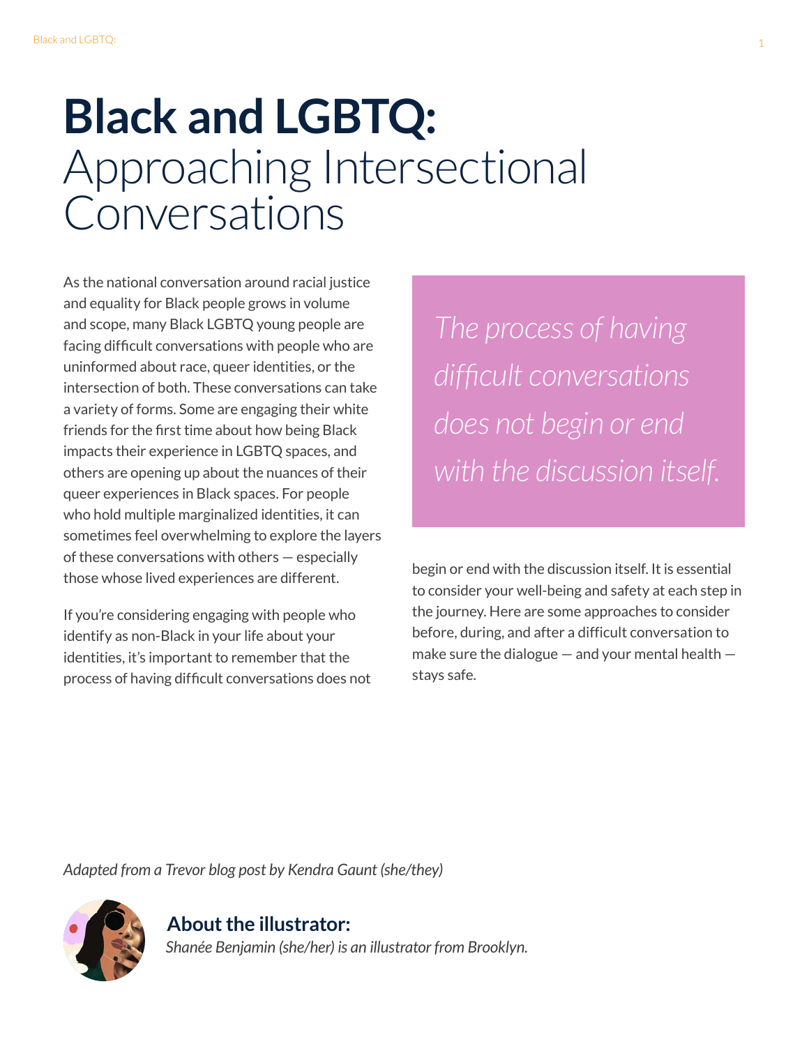# **Black and LGBTQ:** Approaching Intersectional Conversations

As the national conversation around racial justice and equality for Black people grows in volume and scope, many Black LGBTQ young people are facing difficult conversations with people who are uninformed about race, queer identities, or the intersection of both. These conversations can take a variety of forms. Some are engaging their white friends for the first time about how being Black impacts their experience in LGBTQ spaces, and others are opening up about the nuances of their queer experiences in Black spaces. For people who hold multiple marginalized identities, it can sometimes feel overwhelming to explore the layers of these conversations with others — especially those whose lived experiences are different.

> *The process of having difficult conversations does not begin or end with the discussion itself.*

If you're considering engaging with people who identify as non-Black in your life about your identities, it's important to remember that the process of having difficult conversations does not begin or end with the discussion itself. It is essential to consider your well-being and safety at each step in the journey. Here are some approaches to consider before, during, and after a difficult conversation to make sure the dialogue — and your mental health — stays safe.

*Adapted from a Trevor blog post by Kendra Gaunt (she/they)*

## About the illustrator:

*Shanée Benjamin (she/her) is an illustrator from Brooklyn.*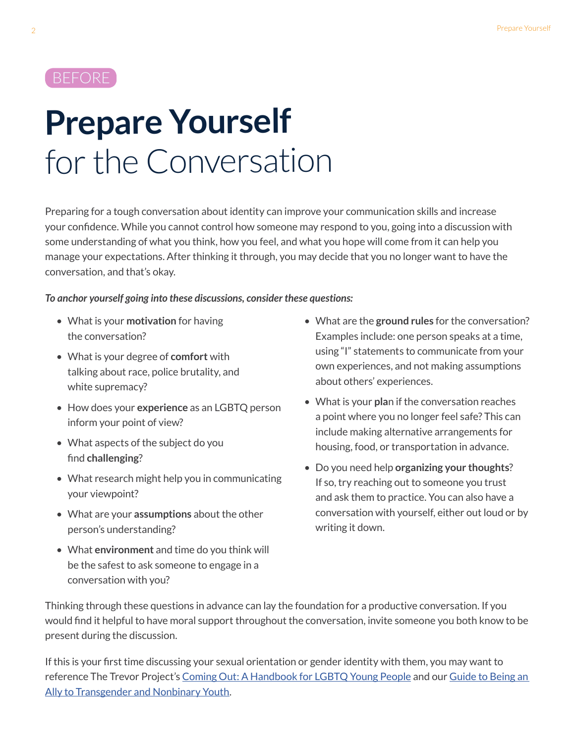BEFORE

# **Prepare Yourself** for the Conversation

Preparing for a tough conversation about identity can improve your communication skills and increase your confidence. While you cannot control how someone may respond to you, going into a discussion with some understanding of what you think, how you feel, and what you hope will come from it can help you manage your expectations. After thinking it through, you may decide that you no longer want to have the conversation, and that's okay.

***To anchor yourself going into these discussions, consider these questions:***

- What is your **motivation** for having the conversation?
- What is your degree of **comfort** with talking about race, police brutality, and white supremacy?
- How does your **experience** as an LGBTQ person inform your point of view?
- What aspects of the subject do you find **challenging**?
- What research might help you in communicating your viewpoint?
- What are your **assumptions** about the other person's understanding?
- What **environment** and time do you think will be the safest to ask someone to engage in a conversation with you?
- What are the **ground rules** for the conversation? Examples include: one person speaks at a time, using "I" statements to communicate from your own experiences, and not making assumptions about others' experiences.
- What is your **pla**n if the conversation reaches a point where you no longer feel safe? This can include making alternative arrangements for housing, food, or transportation in advance.
- Do you need help **organizing your thoughts**? If so, try reaching out to someone you trust and ask them to practice. You can also have a conversation with yourself, either out loud or by writing it down.

Thinking through these questions in advance can lay the foundation for a productive conversation. If you would find it helpful to have moral support throughout the conversation, invite someone you both know to be present during the discussion.

If this is your first time discussing your sexual orientation or gender identity with them, you may want to reference The Trevor Project's Coming Out: A Handbook for LGBTQ Young People and our Guide to Being an Ally to Transgender and Nonbinary Youth.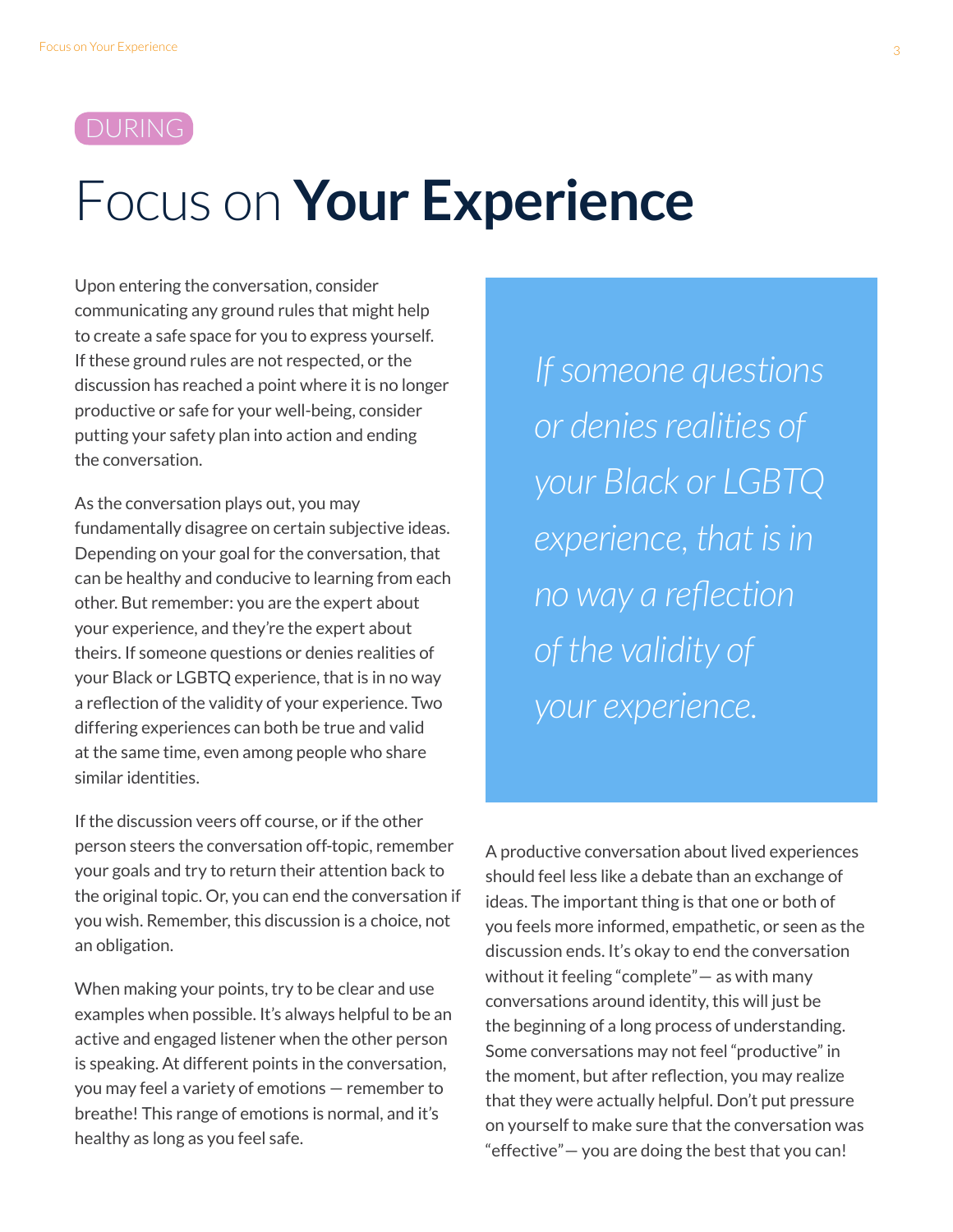DURING

# Focus on **Your Experience**

Upon entering the conversation, consider communicating any ground rules that might help to create a safe space for you to express yourself. If these ground rules are not respected, or the discussion has reached a point where it is no longer productive or safe for your well-being, consider putting your safety plan into action and ending the conversation.

As the conversation plays out, you may fundamentally disagree on certain subjective ideas. Depending on your goal for the conversation, that can be healthy and conducive to learning from each other. But remember: you are the expert about your experience, and they're the expert about theirs. If someone questions or denies realities of your Black or LGBTQ experience, that is in no way a reflection of the validity of your experience. Two differing experiences can both be true and valid at the same time, even among people who share similar identities.

If the discussion veers off course, or if the other person steers the conversation off-topic, remember your goals and try to return their attention back to the original topic. Or, you can end the conversation if you wish. Remember, this discussion is a choice, not an obligation.

When making your points, try to be clear and use examples when possible. It's always helpful to be an active and engaged listener when the other person is speaking. At different points in the conversation, you may feel a variety of emotions — remember to breathe! This range of emotions is normal, and it's healthy as long as you feel safe.

> *If someone questions or denies realities of your Black or LGBTQ experience, that is in no way a reflection of the validity of your experience.*

A productive conversation about lived experiences should feel less like a debate than an exchange of ideas. The important thing is that one or both of you feels more informed, empathetic, or seen as the discussion ends. It's okay to end the conversation without it feeling "complete"— as with many conversations around identity, this will just be the beginning of a long process of understanding. Some conversations may not feel "productive" in the moment, but after reflection, you may realize that they were actually helpful. Don't put pressure on yourself to make sure that the conversation was "effective"— you are doing the best that you can!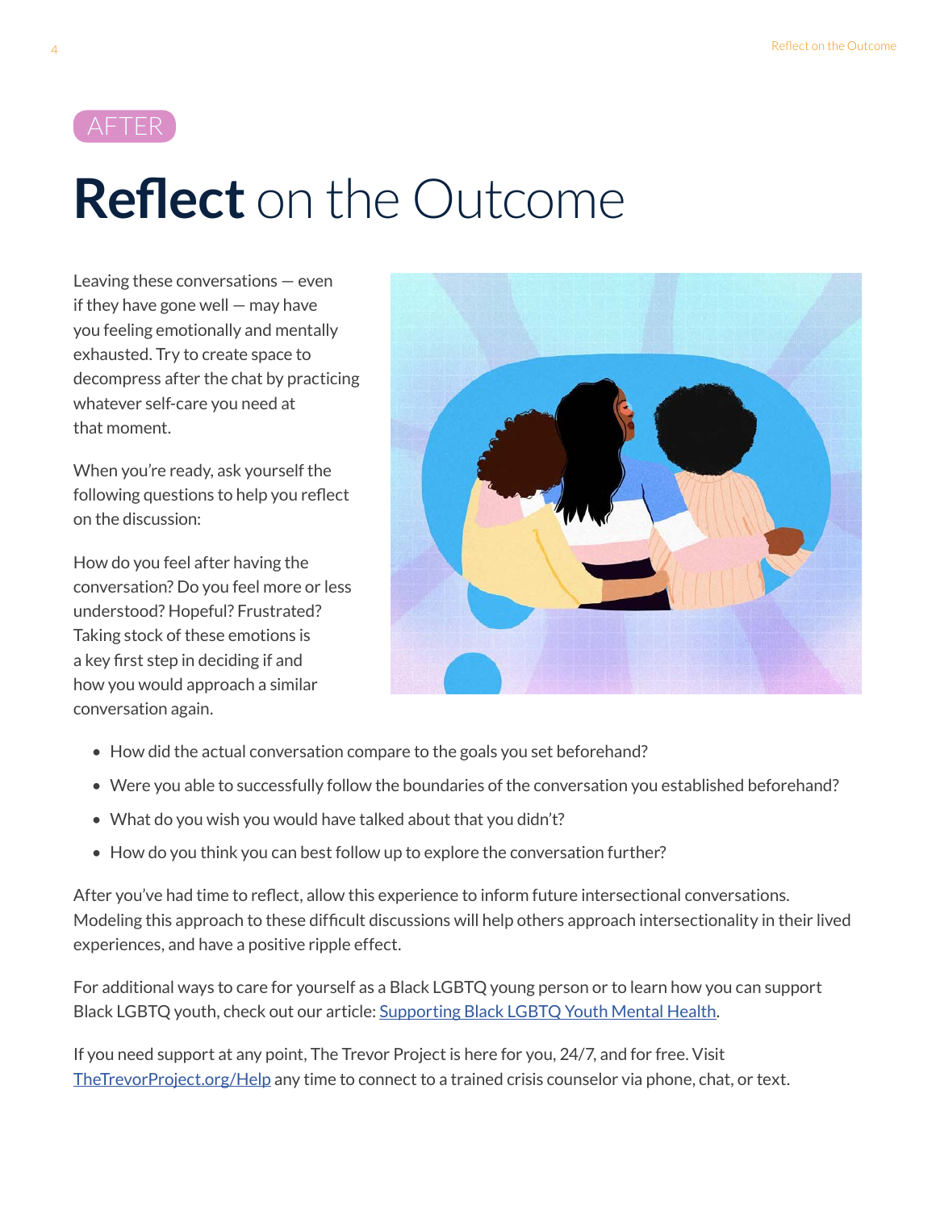AFTER

# **Reflect** on the Outcome

Leaving these conversations — even if they have gone well — may have you feeling emotionally and mentally exhausted. Try to create space to decompress after the chat by practicing whatever self-care you need at that moment.

When you're ready, ask yourself the following questions to help you reflect on the discussion:

How do you feel after having the conversation? Do you feel more or less understood? Hopeful? Frustrated? Taking stock of these emotions is a key first step in deciding if and how you would approach a similar conversation again.

- How did the actual conversation compare to the goals you set beforehand?
- Were you able to successfully follow the boundaries of the conversation you established beforehand?
- What do you wish you would have talked about that you didn't?
- How do you think you can best follow up to explore the conversation further?

After you've had time to reflect, allow this experience to inform future intersectional conversations. Modeling this approach to these difficult discussions will help others approach intersectionality in their lived experiences, and have a positive ripple effect.

For additional ways to care for yourself as a Black LGBTQ young person or to learn how you can support Black LGBTQ youth, check out our article: [Supporting Black LGBTQ Youth Mental Health](#).

If you need support at any point, The Trevor Project is here for you, 24/7, and for free. Visit [TheTrevorProject.org/Help](#) any time to connect to a trained crisis counselor via phone, chat, or text.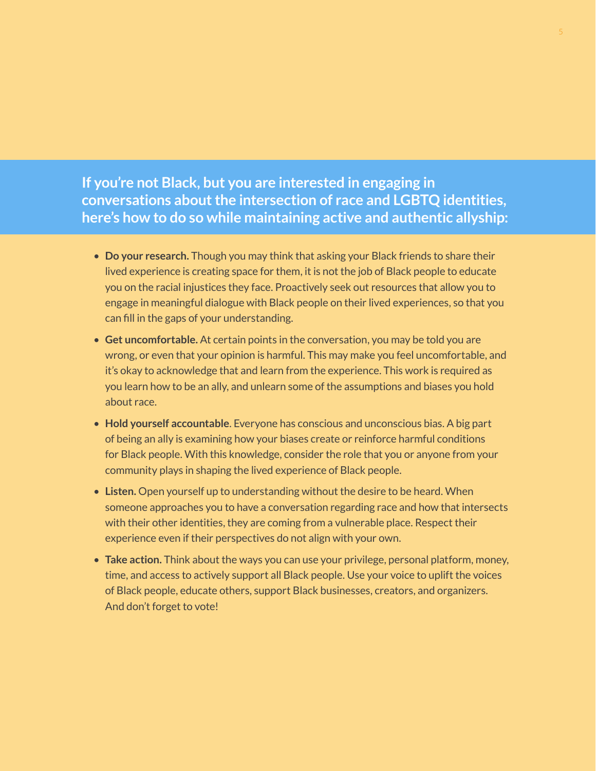## If you're not Black, but you are interested in engaging in conversations about the intersection of race and LGBTQ identities, here's how to do so while maintaining active and authentic allyship:

- **Do your research.** Though you may think that asking your Black friends to share their lived experience is creating space for them, it is not the job of Black people to educate you on the racial injustices they face. Proactively seek out resources that allow you to engage in meaningful dialogue with Black people on their lived experiences, so that you can fill in the gaps of your understanding.
- **Get uncomfortable.** At certain points in the conversation, you may be told you are wrong, or even that your opinion is harmful. This may make you feel uncomfortable, and it's okay to acknowledge that and learn from the experience. This work is required as you learn how to be an ally, and unlearn some of the assumptions and biases you hold about race.
- **Hold yourself accountable**. Everyone has conscious and unconscious bias. A big part of being an ally is examining how your biases create or reinforce harmful conditions for Black people. With this knowledge, consider the role that you or anyone from your community plays in shaping the lived experience of Black people.
- **Listen.** Open yourself up to understanding without the desire to be heard. When someone approaches you to have a conversation regarding race and how that intersects with their other identities, they are coming from a vulnerable place. Respect their experience even if their perspectives do not align with your own.
- **Take action.** Think about the ways you can use your privilege, personal platform, money, time, and access to actively support all Black people. Use your voice to uplift the voices of Black people, educate others, support Black businesses, creators, and organizers. And don't forget to vote!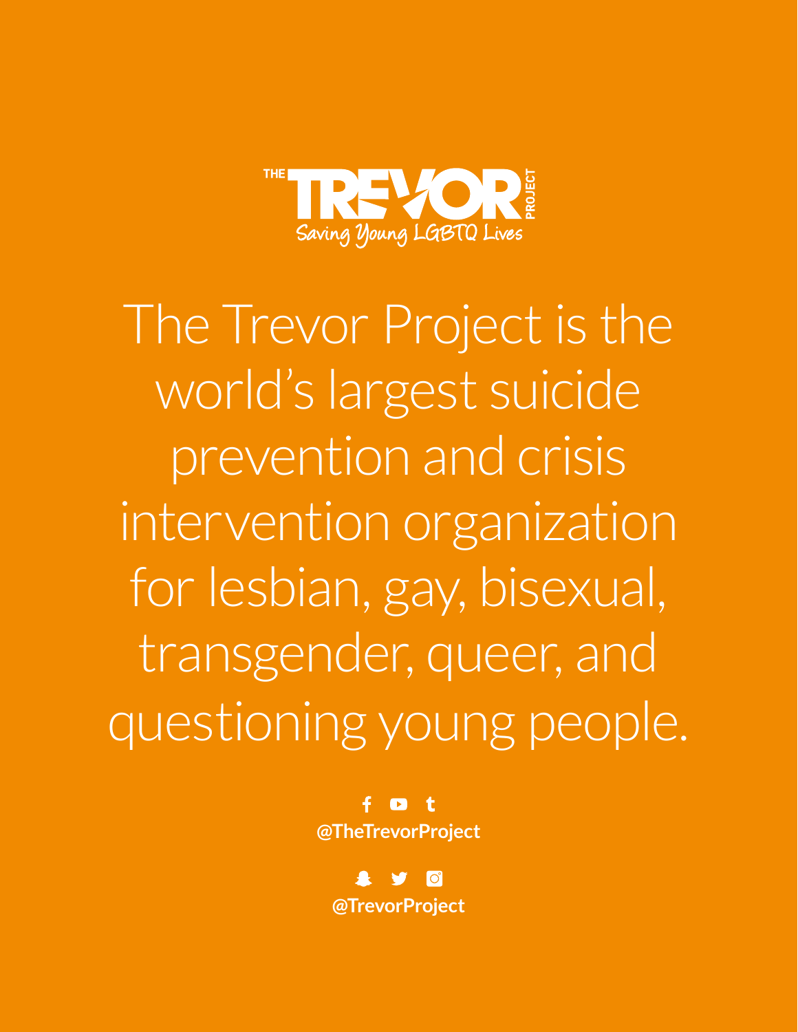THE TREVOR PROJECT

Saving Young LGBTQ Lives

The Trevor Project is the world's largest suicide prevention and crisis intervention organization for lesbian, gay, bisexual, transgender, queer, and questioning young people.

**@TheTrevorProject**

**@TrevorProject**